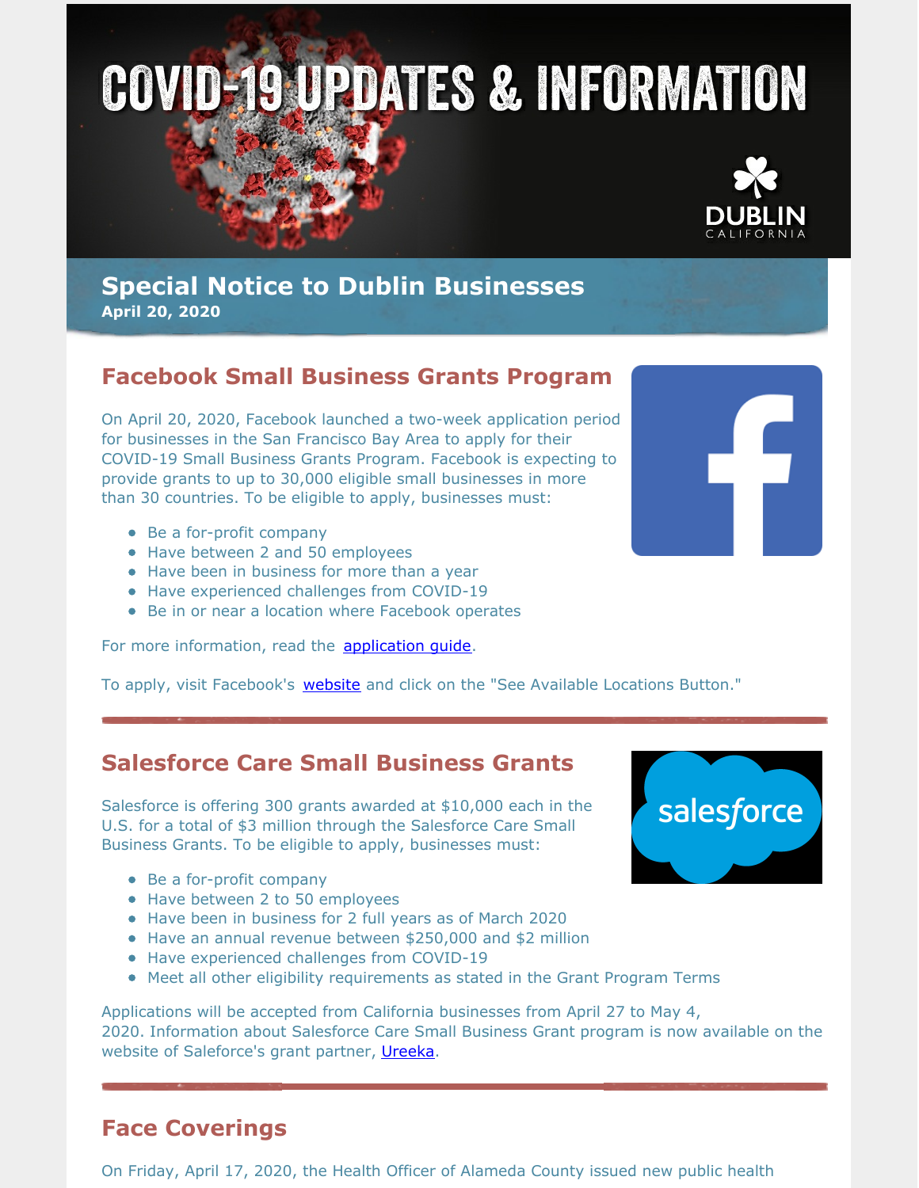# COVID-19 UPDATES & INFORMATION

DUBLIN CALIFORNIA

## Special Notice to Dublin Businesses

**April 20, 2020**

## Facebook Small Business Grants Program

On April 20, 2020, Facebook launched a two-week application period for businesses in the San Francisco Bay Area to apply for their COVID-19 Small Business Grants Program. Facebook is expecting to provide grants to up to 30,000 eligible small businesses in more than 30 countries. To be eligible to apply, businesses must:

- Be a for-profit company
- Have between 2 and 50 employees
- Have been in business for more than a year
- Have experienced challenges from COVID-19
- Be in or near a location where Facebook operates

For more information, read the application guide.

To apply, visit Facebook's website and click on the "See Available Locations Button."

## Salesforce Care Small Business Grants

Salesforce is offering 300 grants awarded at $10,000 each in the U.S. for a total of $3 million through the Salesforce Care Small Business Grants. To be eligible to apply, businesses must:

- Be a for-profit company
- Have between 2 to 50 employees
- Have been in business for 2 full years as of March 2020
- Have an annual revenue between $250,000 and $2 million
- Have experienced challenges from COVID-19
- Meet all other eligibility requirements as stated in the Grant Program Terms

Applications will be accepted from California businesses from April 27 to May 4, 2020. Information about Salesforce Care Small Business Grant program is now available on the website of Saleforce's grant partner, Ureeka.

## Face Coverings

On Friday, April 17, 2020, the Health Officer of Alameda County issued new public health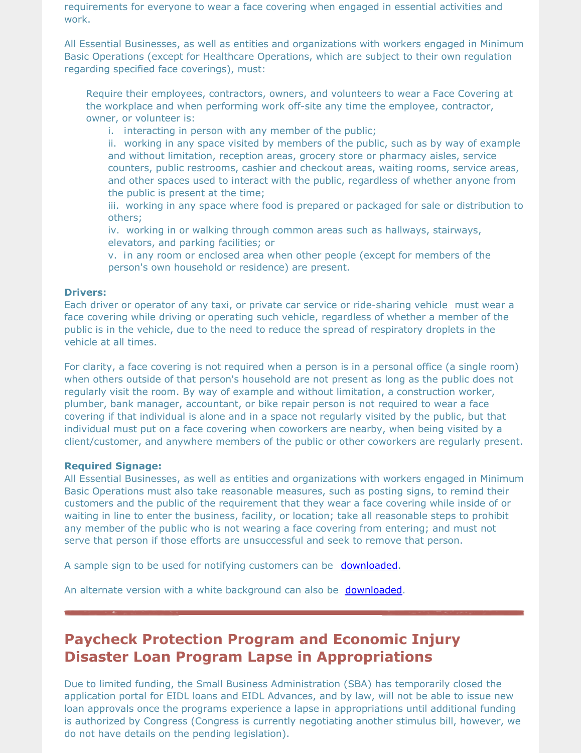requirements for everyone to wear a face covering when engaged in essential activities and work.

All Essential Businesses, as well as entities and organizations with workers engaged in Minimum Basic Operations (except for Healthcare Operations, which are subject to their own regulation regarding specified face coverings), must:

> Require their employees, contractors, owners, and volunteers to wear a Face Covering at the workplace and when performing work off-site any time the employee, contractor, owner, or volunteer is:
>
> i. interacting in person with any member of the public;
> ii. working in any space visited by members of the public, such as by way of example and without limitation, reception areas, grocery store or pharmacy aisles, service counters, public restrooms, cashier and checkout areas, waiting rooms, service areas, and other spaces used to interact with the public, regardless of whether anyone from the public is present at the time;
> iii. working in any space where food is prepared or packaged for sale or distribution to others;
> iv. working in or walking through common areas such as hallways, stairways, elevators, and parking facilities; or
> v. in any room or enclosed area when other people (except for members of the person's own household or residence) are present.

**Drivers:**
Each driver or operator of any taxi, or private car service or ride-sharing vehicle must wear a face covering while driving or operating such vehicle, regardless of whether a member of the public is in the vehicle, due to the need to reduce the spread of respiratory droplets in the vehicle at all times.

For clarity, a face covering is not required when a person is in a personal office (a single room) when others outside of that person's household are not present as long as the public does not regularly visit the room. By way of example and without limitation, a construction worker, plumber, bank manager, accountant, or bike repair person is not required to wear a face covering if that individual is alone and in a space not regularly visited by the public, but that individual must put on a face covering when coworkers are nearby, when being visited by a client/customer, and anywhere members of the public or other coworkers are regularly present.

**Required Signage:**
All Essential Businesses, as well as entities and organizations with workers engaged in Minimum Basic Operations must also take reasonable measures, such as posting signs, to remind their customers and the public of the requirement that they wear a face covering while inside of or waiting in line to enter the business, facility, or location; take all reasonable steps to prohibit any member of the public who is not wearing a face covering from entering; and must not serve that person if those efforts are unsuccessful and seek to remove that person.

A sample sign to be used for notifying customers can be downloaded.

An alternate version with a white background can also be downloaded.

---

## Paycheck Protection Program and Economic Injury Disaster Loan Program Lapse in Appropriations

Due to limited funding, the Small Business Administration (SBA) has temporarily closed the application portal for EIDL loans and EIDL Advances, and by law, will not be able to issue new loan approvals once the programs experience a lapse in appropriations until additional funding is authorized by Congress (Congress is currently negotiating another stimulus bill, however, we do not have details on the pending legislation).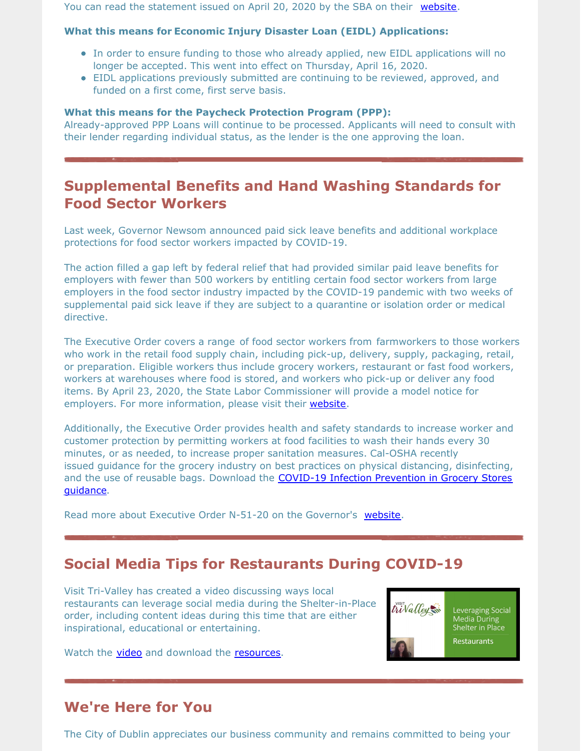You can read the statement issued on April 20, 2020 by the SBA on their website.

**What this means for Economic Injury Disaster Loan (EIDL) Applications:**

- In order to ensure funding to those who already applied, new EIDL applications will no longer be accepted. This went into effect on Thursday, April 16, 2020.
- EIDL applications previously submitted are continuing to be reviewed, approved, and funded on a first come, first serve basis.

**What this means for the Paycheck Protection Program (PPP):**
Already-approved PPP Loans will continue to be processed. Applicants will need to consult with their lender regarding individual status, as the lender is the one approving the loan.

## Supplemental Benefits and Hand Washing Standards for Food Sector Workers

Last week, Governor Newsom announced paid sick leave benefits and additional workplace protections for food sector workers impacted by COVID-19.

The action filled a gap left by federal relief that had provided similar paid leave benefits for employers with fewer than 500 workers by entitling certain food sector workers from large employers in the food sector industry impacted by the COVID-19 pandemic with two weeks of supplemental paid sick leave if they are subject to a quarantine or isolation order or medical directive.

The Executive Order covers a range of food sector workers from farmworkers to those workers who work in the retail food supply chain, including pick-up, delivery, supply, packaging, retail, or preparation. Eligible workers thus include grocery workers, restaurant or fast food workers, workers at warehouses where food is stored, and workers who pick-up or deliver any food items. By April 23, 2020, the State Labor Commissioner will provide a model notice for employers. For more information, please visit their website.

Additionally, the Executive Order provides health and safety standards to increase worker and customer protection by permitting workers at food facilities to wash their hands every 30 minutes, or as needed, to increase proper sanitation measures. Cal-OSHA recently issued guidance for the grocery industry on best practices on physical distancing, disinfecting, and the use of reusable bags. Download the COVID-19 Infection Prevention in Grocery Stores guidance.

Read more about Executive Order N-51-20 on the Governor's website.

## Social Media Tips for Restaurants During COVID-19

Visit Tri-Valley has created a video discussing ways local restaurants can leverage social media during the Shelter-in-Place order, including content ideas during this time that are either inspirational, educational or entertaining.

Watch the video and download the resources.

## We're Here for You

The City of Dublin appreciates our business community and remains committed to being your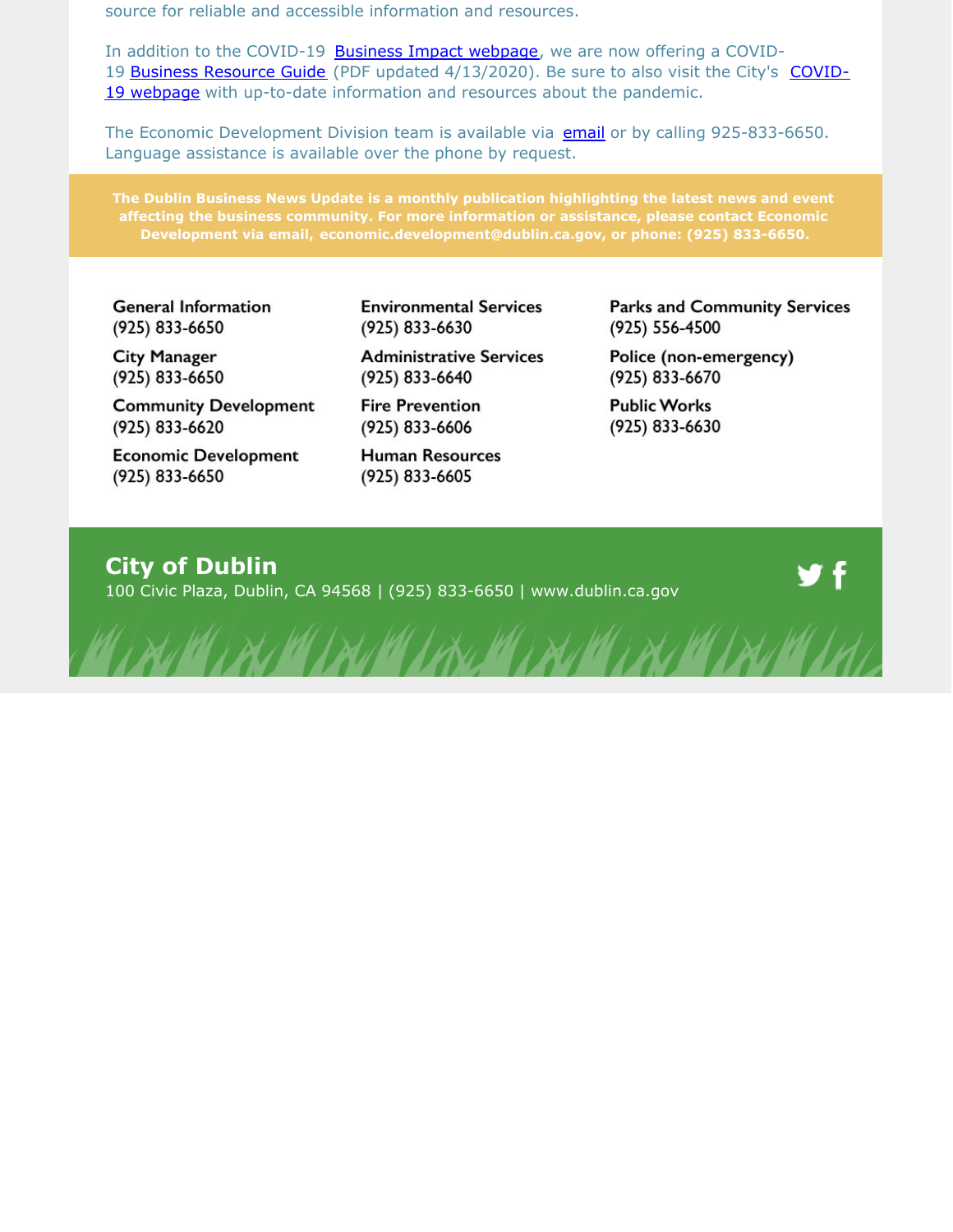source for reliable and accessible information and resources.

In addition to the COVID-19 Business Impact webpage, we are now offering a COVID-19 Business Resource Guide (PDF updated 4/13/2020). Be sure to also visit the City's COVID-19 webpage with up-to-date information and resources about the pandemic.

The Economic Development Division team is available via email or by calling 925-833-6650. Language assistance is available over the phone by request.

**The Dublin Business News Update is a monthly publication highlighting the latest news and event affecting the business community. For more information or assistance, please contact Economic Development via email, economic.development@dublin.ca.gov, or phone: (925) 833-6650.**

**General Information**
(925) 833-6650

**City Manager**
(925) 833-6650

**Community Development**
(925) 833-6620

**Economic Development**
(925) 833-6650

**Environmental Services**
(925) 833-6630

**Administrative Services**
(925) 833-6640

**Fire Prevention**
(925) 833-6606

**Human Resources**
(925) 833-6605

**Parks and Community Services**
(925) 556-4500

**Police (non-emergency)**
(925) 833-6670

**Public Works**
(925) 833-6630

## City of Dublin

100 Civic Plaza, Dublin, CA 94568 | (925) 833-6650 | www.dublin.ca.gov